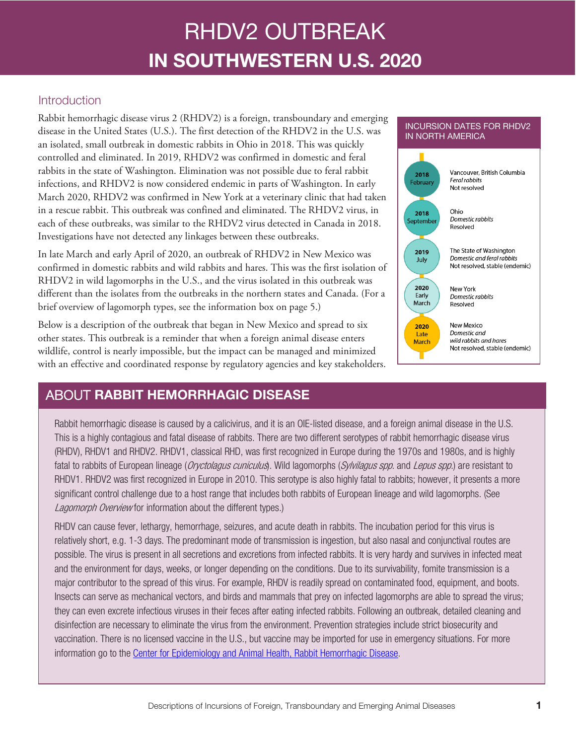# RHDV2 OUTBREAK
# IN SOUTHWESTERN U.S. 2020

## Introduction

Rabbit hemorrhagic disease virus 2 (RHDV2) is a foreign, transboundary and emerging disease in the United States (U.S.). The first detection of the RHDV2 in the U.S. was an isolated, small outbreak in domestic rabbits in Ohio in 2018. This was quickly controlled and eliminated. In 2019, RHDV2 was confirmed in domestic and feral rabbits in the state of Washington. Elimination was not possible due to feral rabbit infections, and RHDV2 is now considered endemic in parts of Washington. In early March 2020, RHDV2 was confirmed in New York at a veterinary clinic that had taken in a rescue rabbit. This outbreak was confined and eliminated. The RHDV2 virus, in each of these outbreaks, was similar to the RHDV2 virus detected in Canada in 2018. Investigations have not detected any linkages between these outbreaks.

In late March and early April of 2020, an outbreak of RHDV2 in New Mexico was confirmed in domestic rabbits and wild rabbits and hares. This was the first isolation of RHDV2 in wild lagomorphs in the U.S., and the virus isolated in this outbreak was different than the isolates from the outbreaks in the northern states and Canada. (For a brief overview of lagomorph types, see the information box on page 5.)

Below is a description of the outbreak that began in New Mexico and spread to six other states. This outbreak is a reminder that when a foreign animal disease enters wildlife, control is nearly impossible, but the impact can be managed and minimized with an effective and coordinated response by regulatory agencies and key stakeholders.

### INCURSION DATES FOR RHDV2 IN NORTH AMERICA

| Date | Location | Hosts | Status |
| --- | --- | --- | --- |
| 2018 February | Vancouver, British Columbia | *Feral rabbits* | Not resolved |
| 2018 September | Ohio | *Domestic rabbits* | Resolved |
| 2019 July | The State of Washington | *Domestic and feral rabbits* | Not resolved, stable (endemic) |
| 2020 Early March | New York | *Domestic rabbits* | Resolved |
| 2020 Late March | New Mexico | *Domestic and wild rabbits and hares* | Not resolved, stable (endemic) |

## ABOUT **RABBIT HEMORRHAGIC DISEASE**

Rabbit hemorrhagic disease is caused by a calicivirus, and it is an OIE-listed disease, and a foreign animal disease in the U.S. This is a highly contagious and fatal disease of rabbits. There are two different serotypes of rabbit hemorrhagic disease virus (RHDV), RHDV1 and RHDV2. RHDV1, classical RHD, was first recognized in Europe during the 1970s and 1980s, and is highly fatal to rabbits of European lineage (*Oryctolagus cuniculus*). Wild lagomorphs (*Sylvilagus spp*. and *Lepus spp*.) are resistant to RHDV1. RHDV2 was first recognized in Europe in 2010. This serotype is also highly fatal to rabbits; however, it presents a more significant control challenge due to a host range that includes both rabbits of European lineage and wild lagomorphs. (See *Lagomorph Overview* for information about the different types.)

RHDV can cause fever, lethargy, hemorrhage, seizures, and acute death in rabbits. The incubation period for this virus is relatively short, e.g. 1-3 days. The predominant mode of transmission is ingestion, but also nasal and conjunctival routes are possible. The virus is present in all secretions and excretions from infected rabbits. It is very hardy and survives in infected meat and the environment for days, weeks, or longer depending on the conditions. Due to its survivability, fomite transmission is a major contributor to the spread of this virus. For example, RHDV is readily spread on contaminated food, equipment, and boots. Insects can serve as mechanical vectors, and birds and mammals that prey on infected lagomorphs are able to spread the virus; they can even excrete infectious viruses in their feces after eating infected rabbits. Following an outbreak, detailed cleaning and disinfection are necessary to eliminate the virus from the environment. Prevention strategies include strict biosecurity and vaccination. There is no licensed vaccine in the U.S., but vaccine may be imported for use in emergency situations. For more information go to the Center for Epidemiology and Animal Health, Rabbit Hemorrhagic Disease.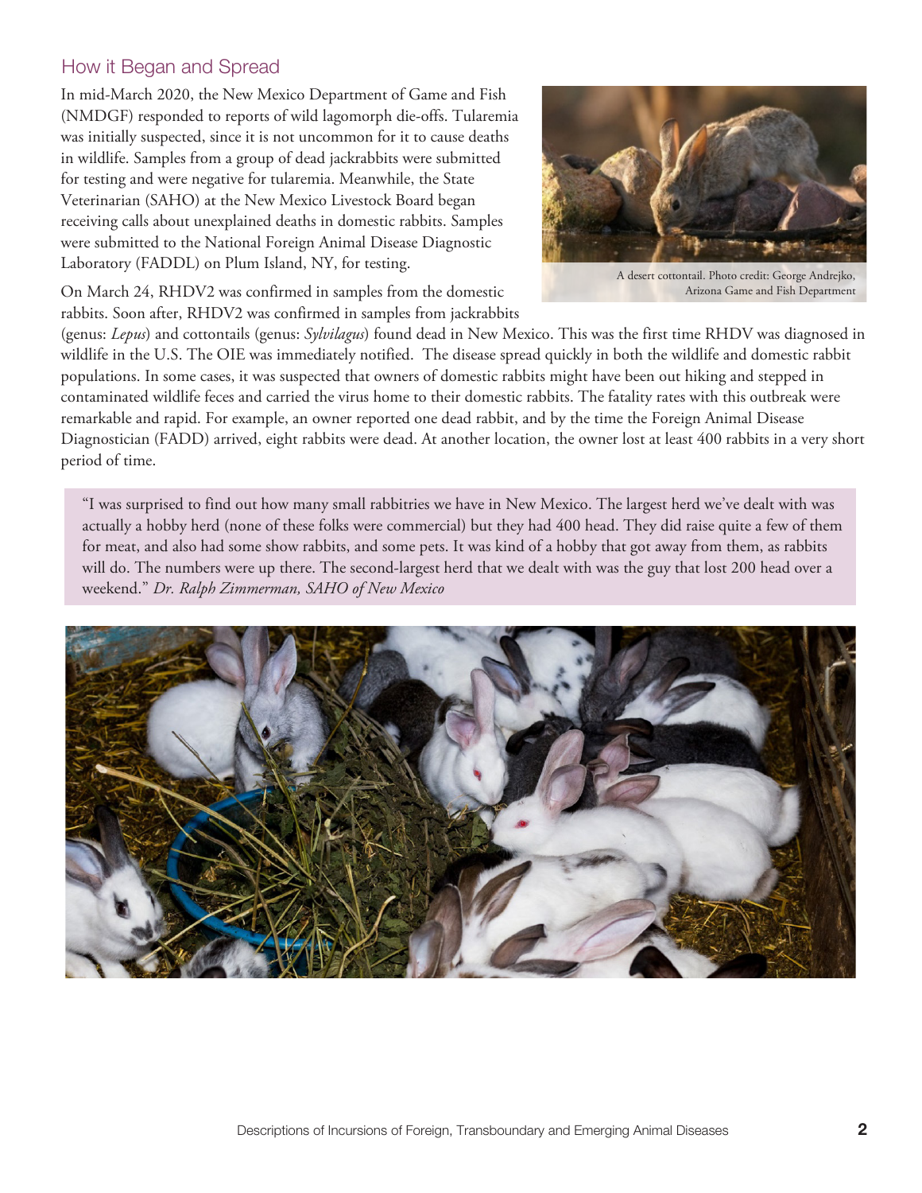## How it Began and Spread

In mid-March 2020, the New Mexico Department of Game and Fish (NMDGF) responded to reports of wild lagomorph die-offs. Tularemia was initially suspected, since it is not uncommon for it to cause deaths in wildlife. Samples from a group of dead jackrabbits were submitted for testing and were negative for tularemia. Meanwhile, the State Veterinarian (SAHO) at the New Mexico Livestock Board began receiving calls about unexplained deaths in domestic rabbits. Samples were submitted to the National Foreign Animal Disease Diagnostic Laboratory (FADDL) on Plum Island, NY, for testing.

A desert cottontail. Photo credit: George Andrejko, Arizona Game and Fish Department

On March 24, RHDV2 was confirmed in samples from the domestic rabbits. Soon after, RHDV2 was confirmed in samples from jackrabbits (genus: *Lepus*) and cottontails (genus: *Sylvilagus*) found dead in New Mexico. This was the first time RHDV was diagnosed in wildlife in the U.S. The OIE was immediately notified. The disease spread quickly in both the wildlife and domestic rabbit populations. In some cases, it was suspected that owners of domestic rabbits might have been out hiking and stepped in contaminated wildlife feces and carried the virus home to their domestic rabbits. The fatality rates with this outbreak were remarkable and rapid. For example, an owner reported one dead rabbit, and by the time the Foreign Animal Disease Diagnostician (FADD) arrived, eight rabbits were dead. At another location, the owner lost at least 400 rabbits in a very short period of time.

> "I was surprised to find out how many small rabbitries we have in New Mexico. The largest herd we've dealt with was actually a hobby herd (none of these folks were commercial) but they had 400 head. They did raise quite a few of them for meat, and also had some show rabbits, and some pets. It was kind of a hobby that got away from them, as rabbits will do. The numbers were up there. The second-largest herd that we dealt with was the guy that lost 200 head over a weekend." *Dr. Ralph Zimmerman, SAHO of New Mexico*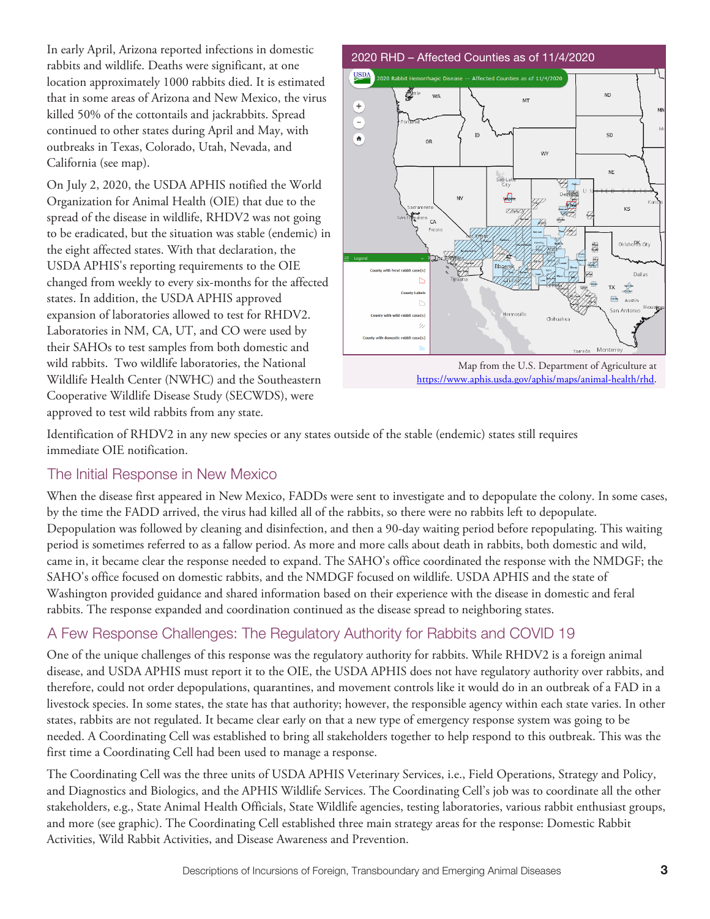In early April, Arizona reported infections in domestic rabbits and wildlife. Deaths were significant, at one location approximately 1000 rabbits died. It is estimated that in some areas of Arizona and New Mexico, the virus killed 50% of the cottontails and jackrabbits. Spread continued to other states during April and May, with outbreaks in Texas, Colorado, Utah, Nevada, and California (see map).

On July 2, 2020, the USDA APHIS notified the World Organization for Animal Health (OIE) that due to the spread of the disease in wildlife, RHDV2 was not going to be eradicated, but the situation was stable (endemic) in the eight affected states. With that declaration, the USDA APHIS's reporting requirements to the OIE changed from weekly to every six-months for the affected states. In addition, the USDA APHIS approved expansion of laboratories allowed to test for RHDV2. Laboratories in NM, CA, UT, and CO were used by their SAHOs to test samples from both domestic and wild rabbits. Two wildlife laboratories, the National Wildlife Health Center (NWHC) and the Southeastern Cooperative Wildlife Disease Study (SECWDS), were approved to test wild rabbits from any state.

2020 RHD – Affected Counties as of 11/4/2020

Map from the U.S. Department of Agriculture at https://www.aphis.usda.gov/aphis/maps/animal-health/rhd.

Identification of RHDV2 in any new species or any states outside of the stable (endemic) states still requires immediate OIE notification.

## The Initial Response in New Mexico

When the disease first appeared in New Mexico, FADDs were sent to investigate and to depopulate the colony. In some cases, by the time the FADD arrived, the virus had killed all of the rabbits, so there were no rabbits left to depopulate. Depopulation was followed by cleaning and disinfection, and then a 90-day waiting period before repopulating. This waiting period is sometimes referred to as a fallow period. As more and more calls about death in rabbits, both domestic and wild, came in, it became clear the response needed to expand. The SAHO's office coordinated the response with the NMDGF; the SAHO's office focused on domestic rabbits, and the NMDGF focused on wildlife. USDA APHIS and the state of Washington provided guidance and shared information based on their experience with the disease in domestic and feral rabbits. The response expanded and coordination continued as the disease spread to neighboring states.

## A Few Response Challenges: The Regulatory Authority for Rabbits and COVID 19

One of the unique challenges of this response was the regulatory authority for rabbits. While RHDV2 is a foreign animal disease, and USDA APHIS must report it to the OIE, the USDA APHIS does not have regulatory authority over rabbits, and therefore, could not order depopulations, quarantines, and movement controls like it would do in an outbreak of a FAD in a livestock species. In some states, the state has that authority; however, the responsible agency within each state varies. In other states, rabbits are not regulated. It became clear early on that a new type of emergency response system was going to be needed. A Coordinating Cell was established to bring all stakeholders together to help respond to this outbreak. This was the first time a Coordinating Cell had been used to manage a response.

The Coordinating Cell was the three units of USDA APHIS Veterinary Services, i.e., Field Operations, Strategy and Policy, and Diagnostics and Biologics, and the APHIS Wildlife Services. The Coordinating Cell's job was to coordinate all the other stakeholders, e.g., State Animal Health Officials, State Wildlife agencies, testing laboratories, various rabbit enthusiast groups, and more (see graphic). The Coordinating Cell established three main strategy areas for the response: Domestic Rabbit Activities, Wild Rabbit Activities, and Disease Awareness and Prevention.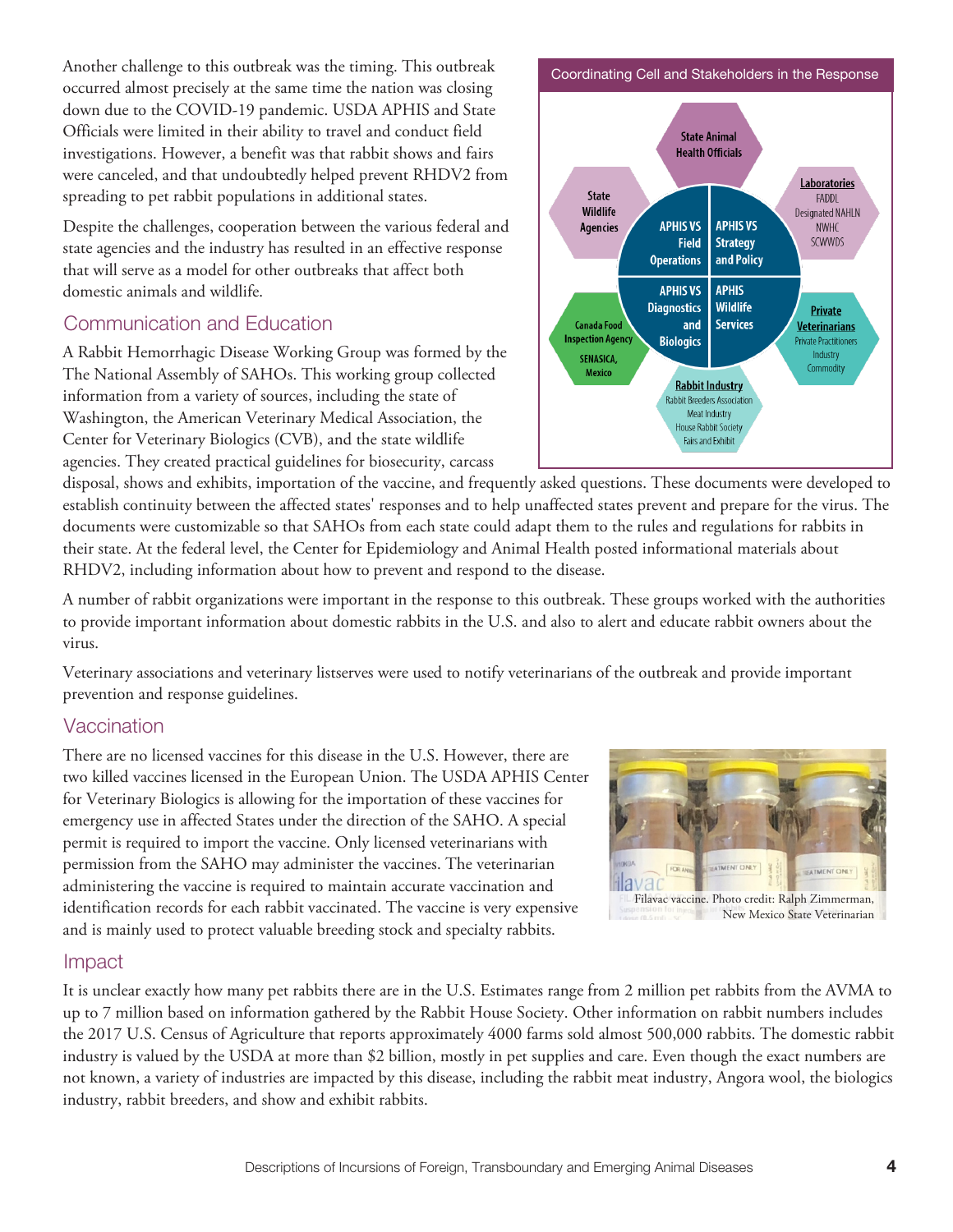Another challenge to this outbreak was the timing. This outbreak occurred almost precisely at the same time the nation was closing down due to the COVID-19 pandemic. USDA APHIS and State Officials were limited in their ability to travel and conduct field investigations. However, a benefit was that rabbit shows and fairs were canceled, and that undoubtedly helped prevent RHDV2 from spreading to pet rabbit populations in additional states.

Despite the challenges, cooperation between the various federal and state agencies and the industry has resulted in an effective response that will serve as a model for other outbreaks that affect both domestic animals and wildlife.

Coordinating Cell and Stakeholders in the Response

- State Animal Health Officials
- Laboratories: FADDL, Designated NAHLN, NWHC, SCWWDS
- Private Veterinarians: Private Practitioners, Industry, Commodity
- Rabbit Industry: Rabbit Breeders Association, Meat Industry, House Rabbit Society, Fairs and Exhibit
- Canada Food Inspection Agency; SENASICA, Mexico
- State Wildlife Agencies
- APHIS VS Field Operations
- APHIS VS Strategy and Policy
- APHIS VS Diagnostics and Biologics
- APHIS Wildlife Services

## Communication and Education

A Rabbit Hemorrhagic Disease Working Group was formed by the The National Assembly of SAHOs. This working group collected information from a variety of sources, including the state of Washington, the American Veterinary Medical Association, the Center for Veterinary Biologics (CVB), and the state wildlife agencies. They created practical guidelines for biosecurity, carcass disposal, shows and exhibits, importation of the vaccine, and frequently asked questions. These documents were developed to establish continuity between the affected states' responses and to help unaffected states prevent and prepare for the virus. The documents were customizable so that SAHOs from each state could adapt them to the rules and regulations for rabbits in their state. At the federal level, the Center for Epidemiology and Animal Health posted informational materials about RHDV2, including information about how to prevent and respond to the disease.

A number of rabbit organizations were important in the response to this outbreak. These groups worked with the authorities to provide important information about domestic rabbits in the U.S. and also to alert and educate rabbit owners about the virus.

Veterinary associations and veterinary listserves were used to notify veterinarians of the outbreak and provide important prevention and response guidelines.

## Vaccination

There are no licensed vaccines for this disease in the U.S. However, there are two killed vaccines licensed in the European Union. The USDA APHIS Center for Veterinary Biologics is allowing for the importation of these vaccines for emergency use in affected States under the direction of the SAHO. A special permit is required to import the vaccine. Only licensed veterinarians with permission from the SAHO may administer the vaccines. The veterinarian administering the vaccine is required to maintain accurate vaccination and identification records for each rabbit vaccinated. The vaccine is very expensive and is mainly used to protect valuable breeding stock and specialty rabbits.

Filavac vaccine. Photo credit: Ralph Zimmerman, New Mexico State Veterinarian

## Impact

It is unclear exactly how many pet rabbits there are in the U.S. Estimates range from 2 million pet rabbits from the AVMA to up to 7 million based on information gathered by the Rabbit House Society. Other information on rabbit numbers includes the 2017 U.S. Census of Agriculture that reports approximately 4000 farms sold almost 500,000 rabbits. The domestic rabbit industry is valued by the USDA at more than $2 billion, mostly in pet supplies and care. Even though the exact numbers are not known, a variety of industries are impacted by this disease, including the rabbit meat industry, Angora wool, the biologics industry, rabbit breeders, and show and exhibit rabbits.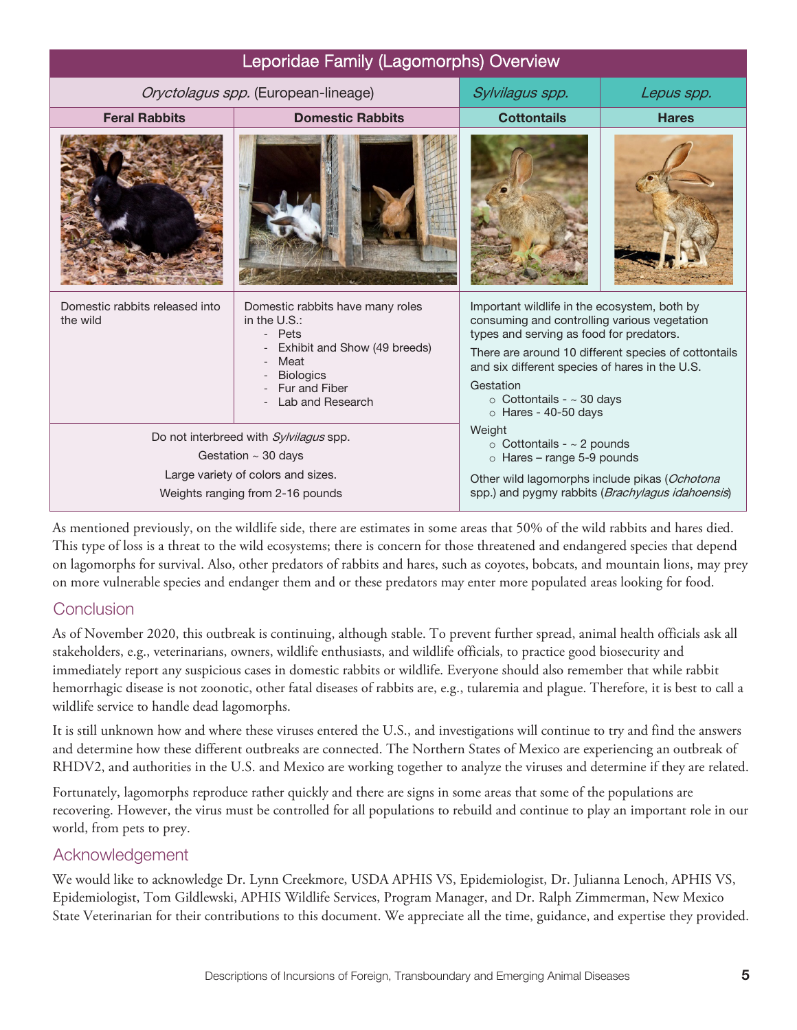| Leporidae Family (Lagomorphs) Overview | | | |
|---|---|---|---|
| *Oryctolagus spp.* (European-lineage) | | *Sylvilagus spp.* | *Lepus spp.* |
| **Feral Rabbits** | **Domestic Rabbits** | **Cottontails** | **Hares** |
| Domestic rabbits released into the wild | Domestic rabbits have many roles in the U.S.: - Pets - Exhibit and Show (49 breeds) - Meat - Biologics - Fur and Fiber - Lab and Research | Important wildlife in the ecosystem, both by consuming and controlling various vegetation types and serving as food for predators. There are around 10 different species of cottontails and six different species of hares in the U.S. Gestation: ○ Cottontails - ~ 30 days ○ Hares - 40-50 days Weight: ○ Cottontails - ~ 2 pounds ○ Hares – range 5-9 pounds Other wild lagomorphs include pikas (*Ochotona* spp.) and pygmy rabbits (*Brachylagus idahoensis*) | |
| Do not interbreed with *Sylvilagus* spp. Gestation ~ 30 days Large variety of colors and sizes. Weights ranging from 2-16 pounds | | | |

As mentioned previously, on the wildlife side, there are estimates in some areas that 50% of the wild rabbits and hares died. This type of loss is a threat to the wild ecosystems; there is concern for those threatened and endangered species that depend on lagomorphs for survival. Also, other predators of rabbits and hares, such as coyotes, bobcats, and mountain lions, may prey on more vulnerable species and endanger them and or these predators may enter more populated areas looking for food.

## Conclusion

As of November 2020, this outbreak is continuing, although stable. To prevent further spread, animal health officials ask all stakeholders, e.g., veterinarians, owners, wildlife enthusiasts, and wildlife officials, to practice good biosecurity and immediately report any suspicious cases in domestic rabbits or wildlife. Everyone should also remember that while rabbit hemorrhagic disease is not zoonotic, other fatal diseases of rabbits are, e.g., tularemia and plague. Therefore, it is best to call a wildlife service to handle dead lagomorphs.

It is still unknown how and where these viruses entered the U.S., and investigations will continue to try and find the answers and determine how these different outbreaks are connected. The Northern States of Mexico are experiencing an outbreak of RHDV2, and authorities in the U.S. and Mexico are working together to analyze the viruses and determine if they are related.

Fortunately, lagomorphs reproduce rather quickly and there are signs in some areas that some of the populations are recovering. However, the virus must be controlled for all populations to rebuild and continue to play an important role in our world, from pets to prey.

## Acknowledgement

We would like to acknowledge Dr. Lynn Creekmore, USDA APHIS VS, Epidemiologist, Dr. Julianna Lenoch, APHIS VS, Epidemiologist, Tom Gildlewski, APHIS Wildlife Services, Program Manager, and Dr. Ralph Zimmerman, New Mexico State Veterinarian for their contributions to this document. We appreciate all the time, guidance, and expertise they provided.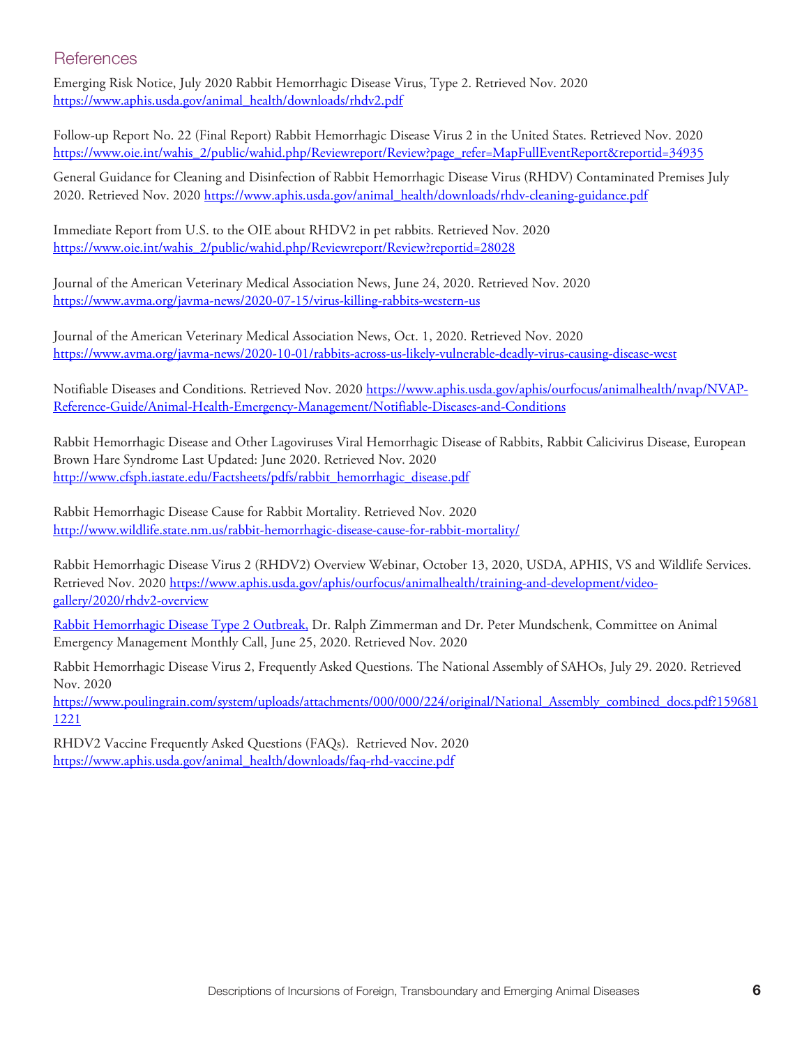## References

Emerging Risk Notice, July 2020 Rabbit Hemorrhagic Disease Virus, Type 2. Retrieved Nov. 2020 https://www.aphis.usda.gov/animal_health/downloads/rhdv2.pdf

Follow-up Report No. 22 (Final Report) Rabbit Hemorrhagic Disease Virus 2 in the United States. Retrieved Nov. 2020 https://www.oie.int/wahis_2/public/wahid.php/Reviewreport/Review?page_refer=MapFullEventReport&reportid=34935

General Guidance for Cleaning and Disinfection of Rabbit Hemorrhagic Disease Virus (RHDV) Contaminated Premises July 2020. Retrieved Nov. 2020 https://www.aphis.usda.gov/animal_health/downloads/rhdv-cleaning-guidance.pdf

Immediate Report from U.S. to the OIE about RHDV2 in pet rabbits. Retrieved Nov. 2020 https://www.oie.int/wahis_2/public/wahid.php/Reviewreport/Review?reportid=28028

Journal of the American Veterinary Medical Association News, June 24, 2020. Retrieved Nov. 2020 https://www.avma.org/javma-news/2020-07-15/virus-killing-rabbits-western-us

Journal of the American Veterinary Medical Association News, Oct. 1, 2020. Retrieved Nov. 2020 https://www.avma.org/javma-news/2020-10-01/rabbits-across-us-likely-vulnerable-deadly-virus-causing-disease-west

Notifiable Diseases and Conditions. Retrieved Nov. 2020 https://www.aphis.usda.gov/aphis/ourfocus/animalhealth/nvap/NVAP-Reference-Guide/Animal-Health-Emergency-Management/Notifiable-Diseases-and-Conditions

Rabbit Hemorrhagic Disease and Other Lagoviruses Viral Hemorrhagic Disease of Rabbits, Rabbit Calicivirus Disease, European Brown Hare Syndrome Last Updated: June 2020. Retrieved Nov. 2020 http://www.cfsph.iastate.edu/Factsheets/pdfs/rabbit_hemorrhagic_disease.pdf

Rabbit Hemorrhagic Disease Cause for Rabbit Mortality. Retrieved Nov. 2020 http://www.wildlife.state.nm.us/rabbit-hemorrhagic-disease-cause-for-rabbit-mortality/

Rabbit Hemorrhagic Disease Virus 2 (RHDV2) Overview Webinar, October 13, 2020, USDA, APHIS, VS and Wildlife Services. Retrieved Nov. 2020 https://www.aphis.usda.gov/aphis/ourfocus/animalhealth/training-and-development/video-gallery/2020/rhdv2-overview

Rabbit Hemorrhagic Disease Type 2 Outbreak, Dr. Ralph Zimmerman and Dr. Peter Mundschenk, Committee on Animal Emergency Management Monthly Call, June 25, 2020. Retrieved Nov. 2020

Rabbit Hemorrhagic Disease Virus 2, Frequently Asked Questions. The National Assembly of SAHOs, July 29. 2020. Retrieved Nov. 2020 https://www.poulingrain.com/system/uploads/attachments/000/000/224/original/National_Assembly_combined_docs.pdf?1596811221

RHDV2 Vaccine Frequently Asked Questions (FAQs). Retrieved Nov. 2020 https://www.aphis.usda.gov/animal_health/downloads/faq-rhd-vaccine.pdf